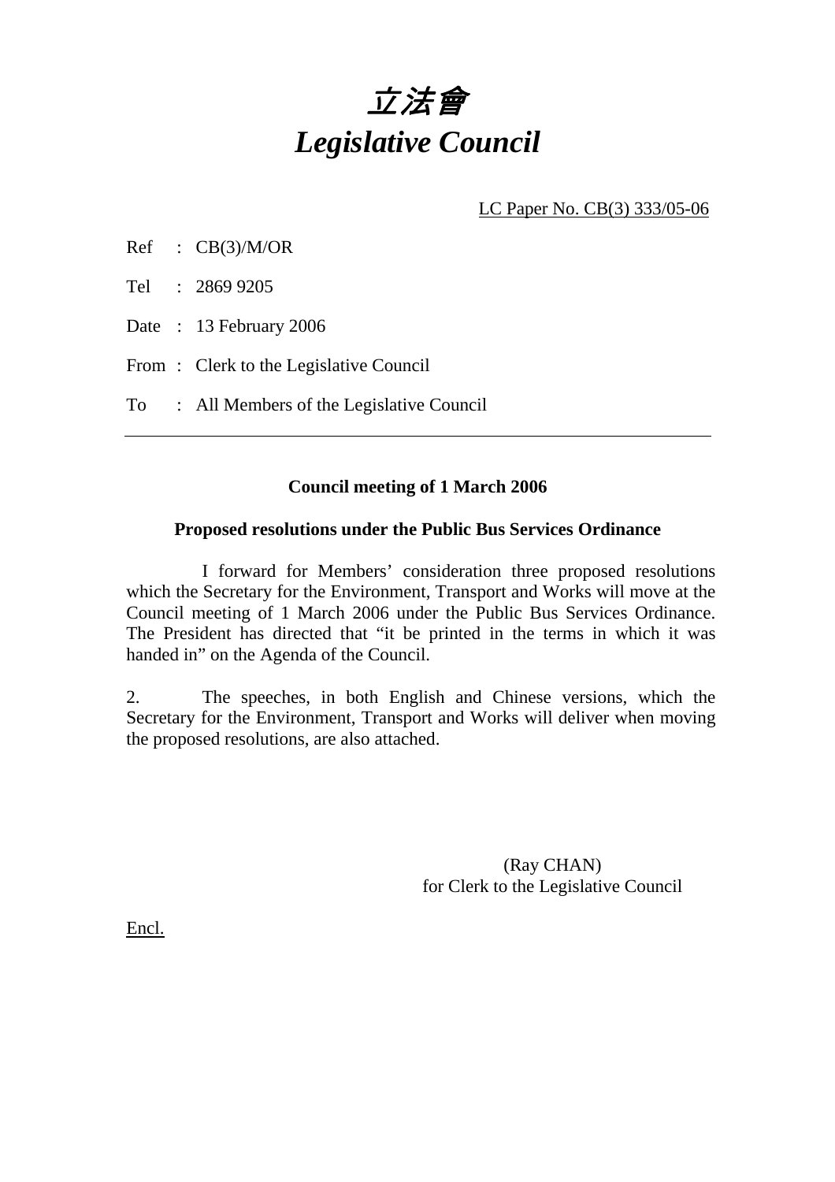# *立法會*
# *Legislative Council*

LC Paper No. CB(3) 333/05-06

Ref : CB(3)/M/OR

Tel : 2869 9205

Date : 13 February 2006

From : Clerk to the Legislative Council

To : All Members of the Legislative Council

---

**Council meeting of 1 March 2006**

**Proposed resolutions under the Public Bus Services Ordinance**

I forward for Members' consideration three proposed resolutions which the Secretary for the Environment, Transport and Works will move at the Council meeting of 1 March 2006 under the Public Bus Services Ordinance. The President has directed that "it be printed in the terms in which it was handed in" on the Agenda of the Council.

2. The speeches, in both English and Chinese versions, which the Secretary for the Environment, Transport and Works will deliver when moving the proposed resolutions, are also attached.

(Ray CHAN)
for Clerk to the Legislative Council

Encl.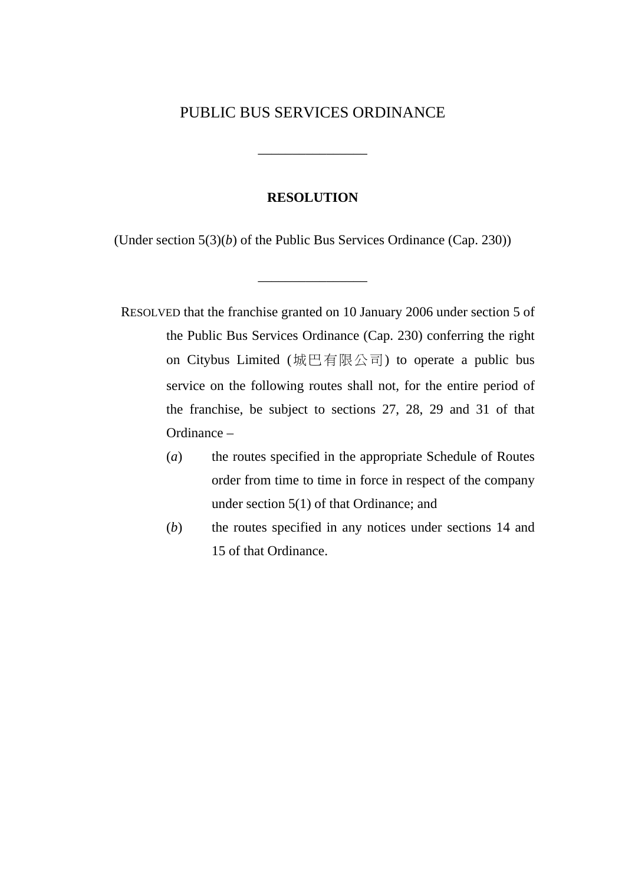# PUBLIC BUS SERVICES ORDINANCE

---

## RESOLUTION

(Under section 5(3)(*b*) of the Public Bus Services Ordinance (Cap. 230))

---

RESOLVED that the franchise granted on 10 January 2006 under section 5 of the Public Bus Services Ordinance (Cap. 230) conferring the right on Citybus Limited (城巴有限公司) to operate a public bus service on the following routes shall not, for the entire period of the franchise, be subject to sections 27, 28, 29 and 31 of that Ordinance –

(*a*) the routes specified in the appropriate Schedule of Routes order from time to time in force in respect of the company under section 5(1) of that Ordinance; and

(*b*) the routes specified in any notices under sections 14 and 15 of that Ordinance.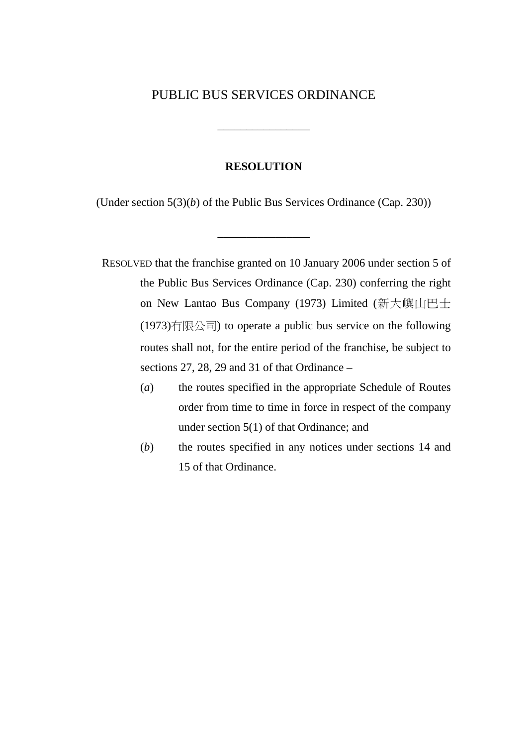# PUBLIC BUS SERVICES ORDINANCE

---

**RESOLUTION**

(Under section 5(3)(*b*) of the Public Bus Services Ordinance (Cap. 230))

---

RESOLVED that the franchise granted on 10 January 2006 under section 5 of the Public Bus Services Ordinance (Cap. 230) conferring the right on New Lantao Bus Company (1973) Limited (新大嶼山巴士(1973)有限公司) to operate a public bus service on the following routes shall not, for the entire period of the franchise, be subject to sections 27, 28, 29 and 31 of that Ordinance –

(*a*) the routes specified in the appropriate Schedule of Routes order from time to time in force in respect of the company under section 5(1) of that Ordinance; and

(*b*) the routes specified in any notices under sections 14 and 15 of that Ordinance.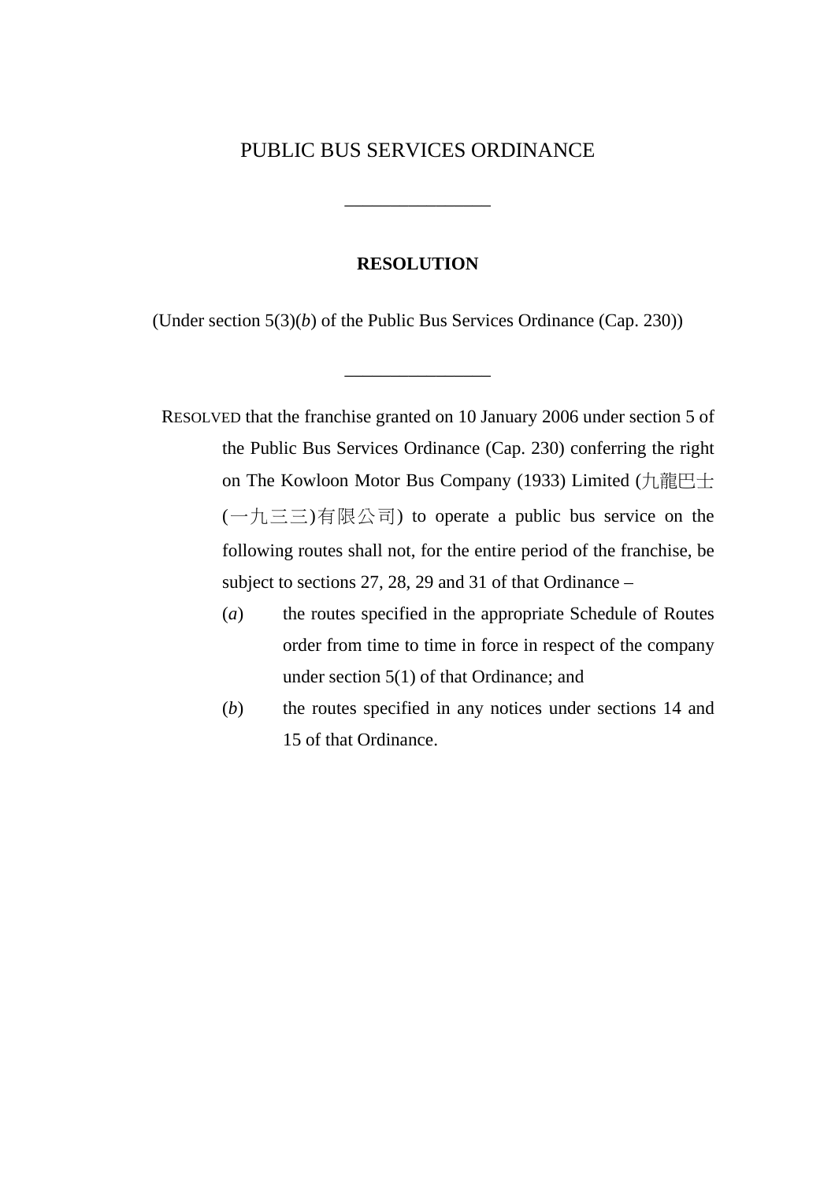# PUBLIC BUS SERVICES ORDINANCE

---

**RESOLUTION**

(Under section 5(3)(*b*) of the Public Bus Services Ordinance (Cap. 230))

---

RESOLVED that the franchise granted on 10 January 2006 under section 5 of the Public Bus Services Ordinance (Cap. 230) conferring the right on The Kowloon Motor Bus Company (1933) Limited (九龍巴士(一九三三)有限公司) to operate a public bus service on the following routes shall not, for the entire period of the franchise, be subject to sections 27, 28, 29 and 31 of that Ordinance –

(*a*) the routes specified in the appropriate Schedule of Routes order from time to time in force in respect of the company under section 5(1) of that Ordinance; and

(*b*) the routes specified in any notices under sections 14 and 15 of that Ordinance.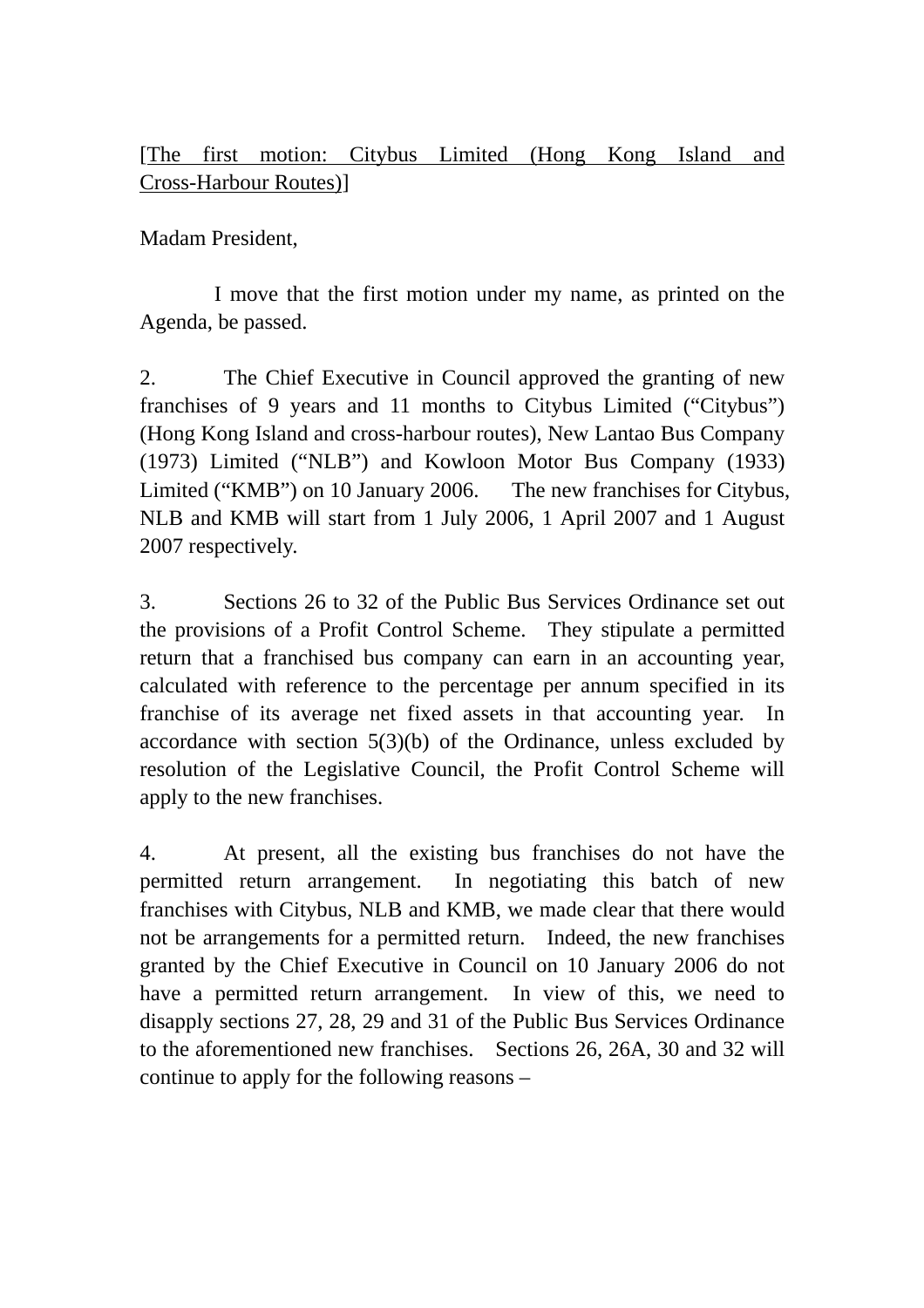[The first motion: Citybus Limited (Hong Kong Island and Cross-Harbour Routes)]

Madam President,

I move that the first motion under my name, as printed on the Agenda, be passed.

2. The Chief Executive in Council approved the granting of new franchises of 9 years and 11 months to Citybus Limited ("Citybus") (Hong Kong Island and cross-harbour routes), New Lantao Bus Company (1973) Limited ("NLB") and Kowloon Motor Bus Company (1933) Limited ("KMB") on 10 January 2006. The new franchises for Citybus, NLB and KMB will start from 1 July 2006, 1 April 2007 and 1 August 2007 respectively.

3. Sections 26 to 32 of the Public Bus Services Ordinance set out the provisions of a Profit Control Scheme. They stipulate a permitted return that a franchised bus company can earn in an accounting year, calculated with reference to the percentage per annum specified in its franchise of its average net fixed assets in that accounting year. In accordance with section 5(3)(b) of the Ordinance, unless excluded by resolution of the Legislative Council, the Profit Control Scheme will apply to the new franchises.

4. At present, all the existing bus franchises do not have the permitted return arrangement. In negotiating this batch of new franchises with Citybus, NLB and KMB, we made clear that there would not be arrangements for a permitted return. Indeed, the new franchises granted by the Chief Executive in Council on 10 January 2006 do not have a permitted return arrangement. In view of this, we need to disapply sections 27, 28, 29 and 31 of the Public Bus Services Ordinance to the aforementioned new franchises. Sections 26, 26A, 30 and 32 will continue to apply for the following reasons –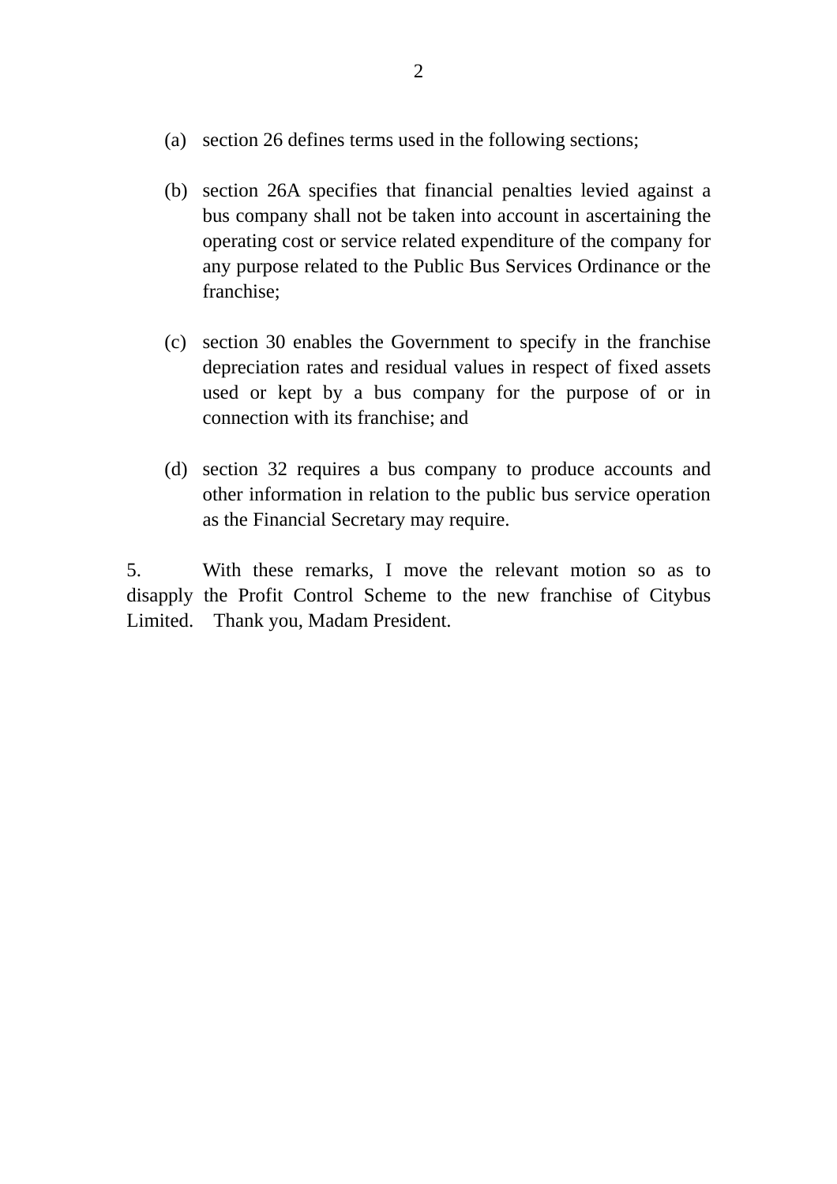(a) section 26 defines terms used in the following sections;

(b) section 26A specifies that financial penalties levied against a bus company shall not be taken into account in ascertaining the operating cost or service related expenditure of the company for any purpose related to the Public Bus Services Ordinance or the franchise;

(c) section 30 enables the Government to specify in the franchise depreciation rates and residual values in respect of fixed assets used or kept by a bus company for the purpose of or in connection with its franchise; and

(d) section 32 requires a bus company to produce accounts and other information in relation to the public bus service operation as the Financial Secretary may require.

5. With these remarks, I move the relevant motion so as to disapply the Profit Control Scheme to the new franchise of Citybus Limited. Thank you, Madam President.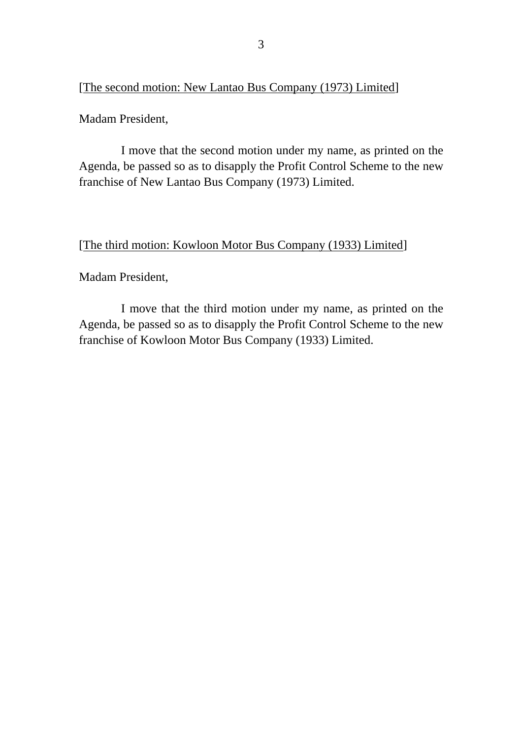[<u>The second motion: New Lantao Bus Company (1973) Limited</u>]

Madam President,

I move that the second motion under my name, as printed on the Agenda, be passed so as to disapply the Profit Control Scheme to the new franchise of New Lantao Bus Company (1973) Limited.

[<u>The third motion: Kowloon Motor Bus Company (1933) Limited</u>]

Madam President,

I move that the third motion under my name, as printed on the Agenda, be passed so as to disapply the Profit Control Scheme to the new franchise of Kowloon Motor Bus Company (1933) Limited.